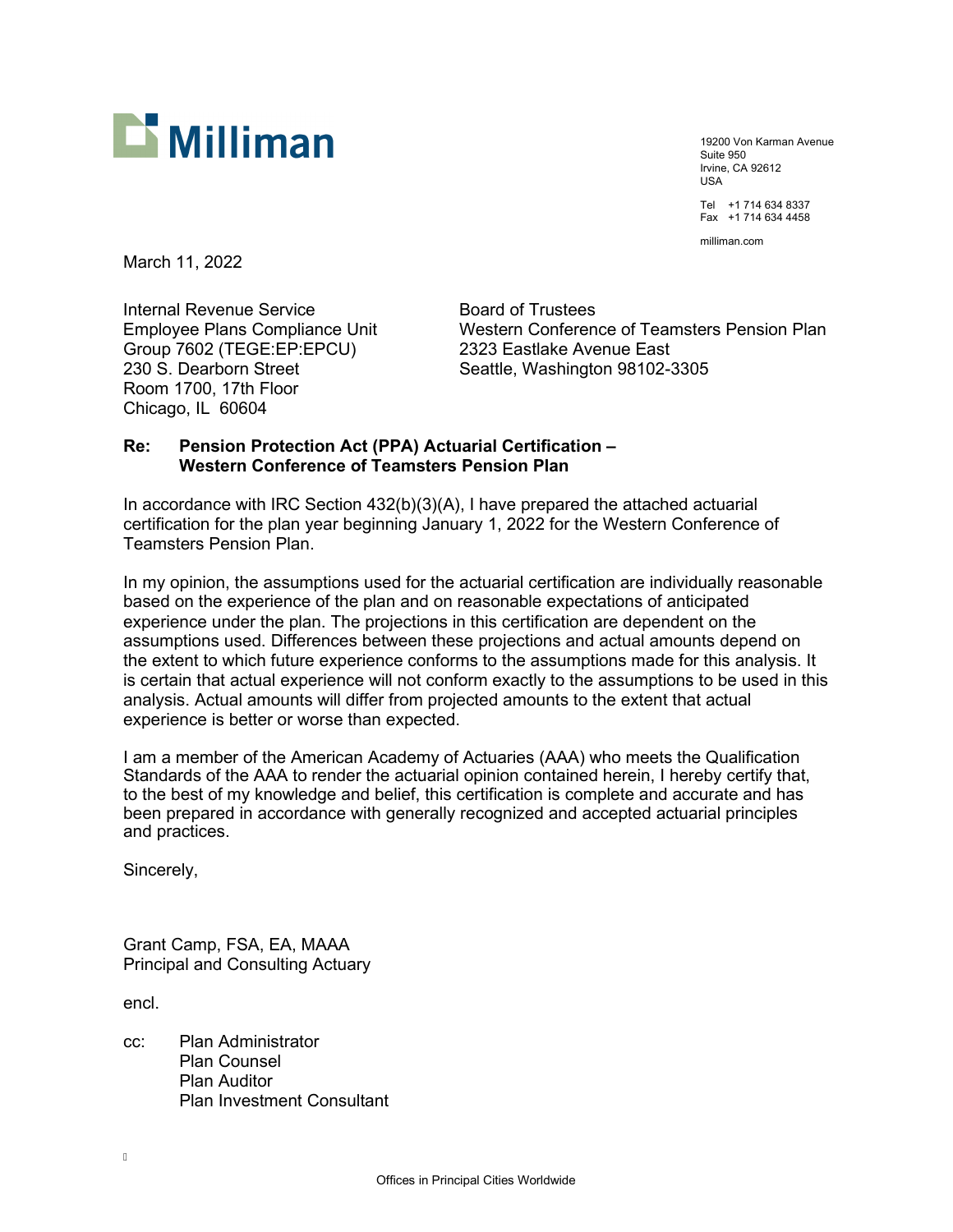Milliman

19200 Von Karman Avenue
Suite 950
Irvine, CA 92612
USA

Tel +1 714 634 8337
Fax +1 714 634 4458

milliman.com

March 11, 2022

Internal Revenue Service
Employee Plans Compliance Unit
Group 7602 (TEGE:EP:EPCU)
230 S. Dearborn Street
Room 1700, 17th Floor
Chicago, IL 60604

Board of Trustees
Western Conference of Teamsters Pension Plan
2323 Eastlake Avenue East
Seattle, Washington 98102-3305

**Re: Pension Protection Act (PPA) Actuarial Certification – Western Conference of Teamsters Pension Plan**

In accordance with IRC Section 432(b)(3)(A), I have prepared the attached actuarial certification for the plan year beginning January 1, 2022 for the Western Conference of Teamsters Pension Plan.

In my opinion, the assumptions used for the actuarial certification are individually reasonable based on the experience of the plan and on reasonable expectations of anticipated experience under the plan. The projections in this certification are dependent on the assumptions used. Differences between these projections and actual amounts depend on the extent to which future experience conforms to the assumptions made for this analysis. It is certain that actual experience will not conform exactly to the assumptions to be used in this analysis. Actual amounts will differ from projected amounts to the extent that actual experience is better or worse than expected.

I am a member of the American Academy of Actuaries (AAA) who meets the Qualification Standards of the AAA to render the actuarial opinion contained herein, I hereby certify that, to the best of my knowledge and belief, this certification is complete and accurate and has been prepared in accordance with generally recognized and accepted actuarial principles and practices.

Sincerely,

Grant Camp, FSA, EA, MAAA
Principal and Consulting Actuary

encl.

cc: Plan Administrator
Plan Counsel
Plan Auditor
Plan Investment Consultant

Offices in Principal Cities Worldwide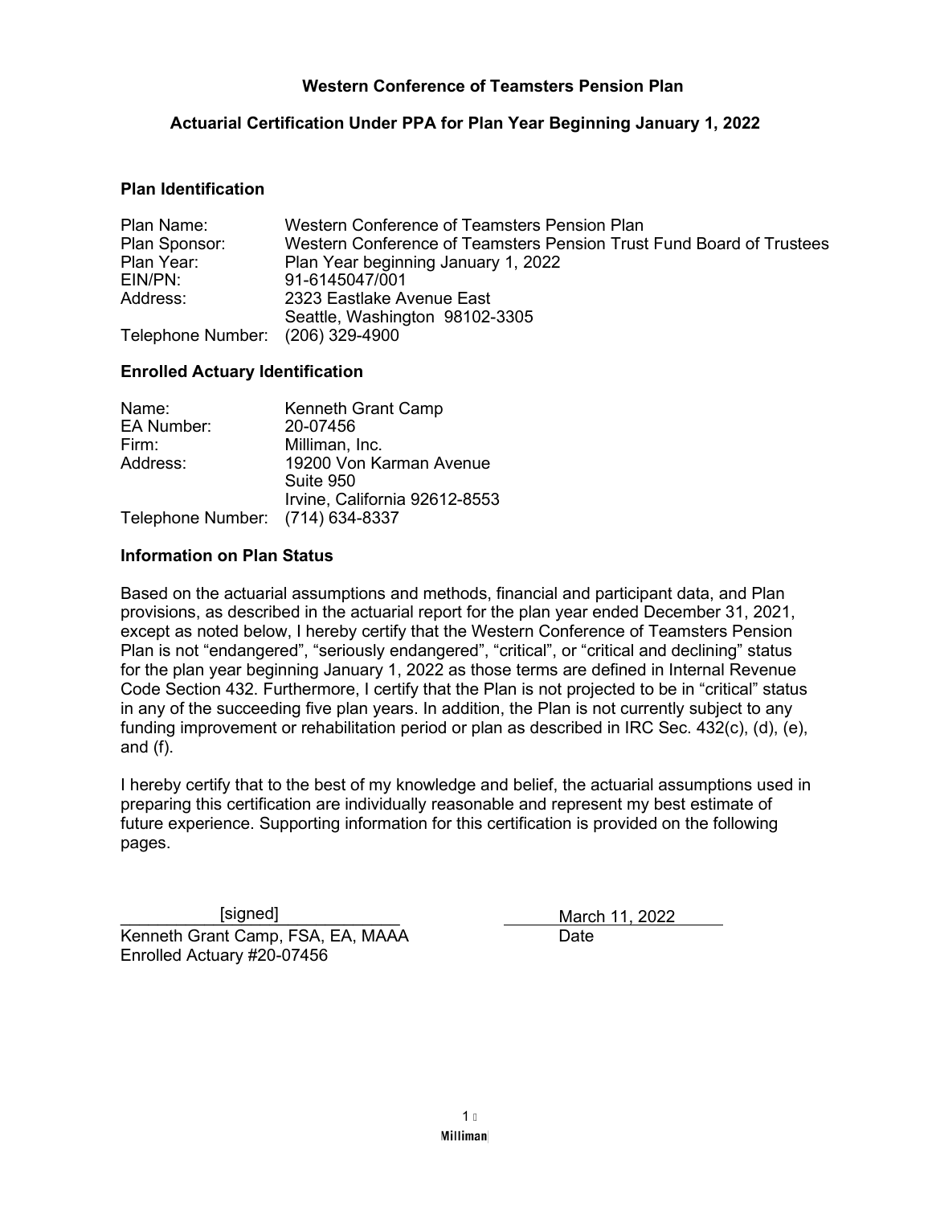**Western Conference of Teamsters Pension Plan**

**Actuarial Certification Under PPA for Plan Year Beginning January 1, 2022**

### Plan Identification

| | |
|---|---|
| Plan Name: | Western Conference of Teamsters Pension Plan |
| Plan Sponsor: | Western Conference of Teamsters Pension Trust Fund Board of Trustees |
| Plan Year: | Plan Year beginning January 1, 2022 |
| EIN/PN: | 91-6145047/001 |
| Address: | 2323 Eastlake Avenue East<br>Seattle, Washington 98102-3305 |
| Telephone Number: | (206) 329-4900 |

### Enrolled Actuary Identification

| | |
|---|---|
| Name: | Kenneth Grant Camp |
| EA Number: | 20-07456 |
| Firm: | Milliman, Inc. |
| Address: | 19200 Von Karman Avenue<br>Suite 950<br>Irvine, California 92612-8553 |
| Telephone Number: | (714) 634-8337 |

### Information on Plan Status

Based on the actuarial assumptions and methods, financial and participant data, and Plan provisions, as described in the actuarial report for the plan year ended December 31, 2021, except as noted below, I hereby certify that the Western Conference of Teamsters Pension Plan is not "endangered", "seriously endangered", "critical", or "critical and declining" status for the plan year beginning January 1, 2022 as those terms are defined in Internal Revenue Code Section 432. Furthermore, I certify that the Plan is not projected to be in "critical" status in any of the succeeding five plan years. In addition, the Plan is not currently subject to any funding improvement or rehabilitation period or plan as described in IRC Sec. 432(c), (d), (e), and (f).

I hereby certify that to the best of my knowledge and belief, the actuarial assumptions used in preparing this certification are individually reasonable and represent my best estimate of future experience. Supporting information for this certification is provided on the following pages.

[signed]
Kenneth Grant Camp, FSA, EA, MAAA
Enrolled Actuary #20-07456

March 11, 2022
Date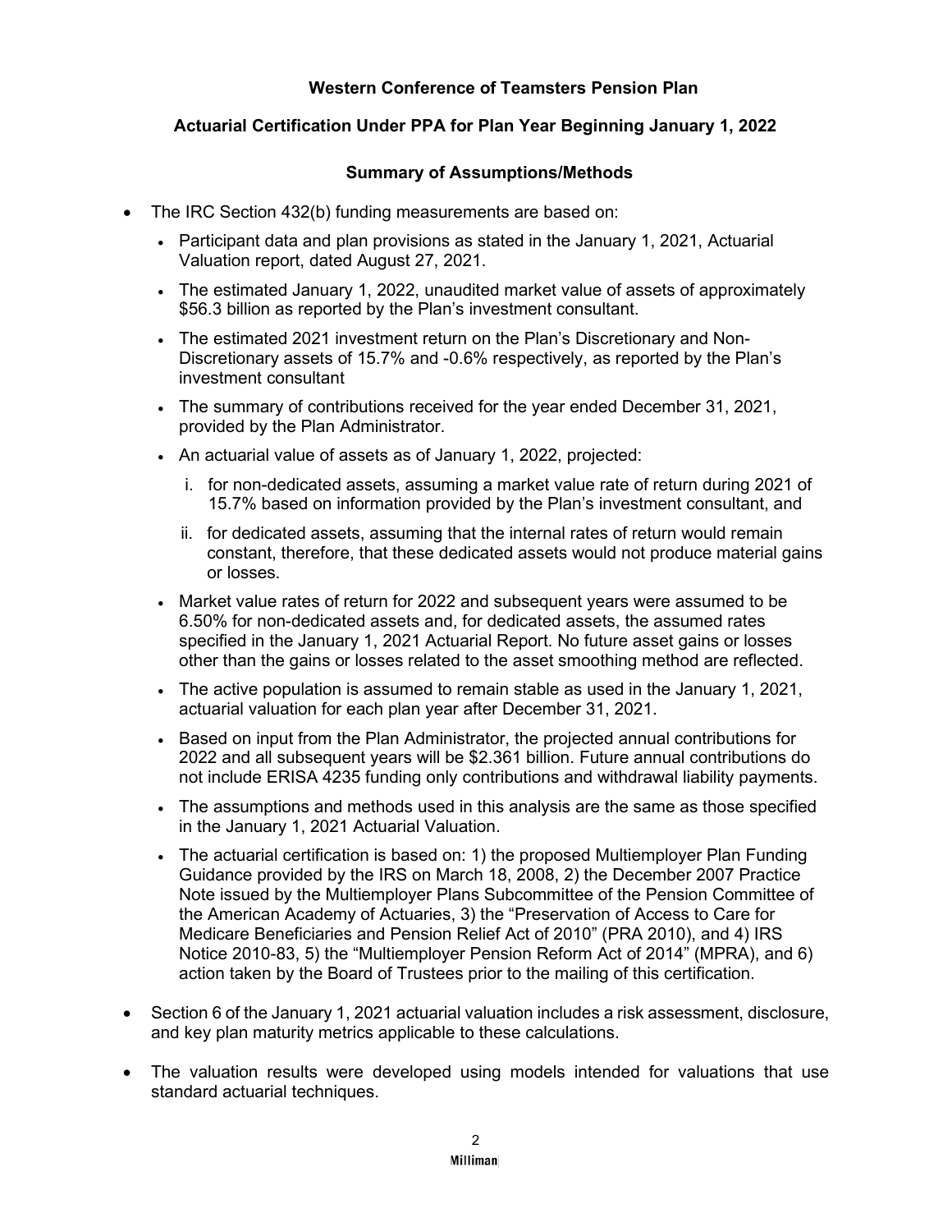**Western Conference of Teamsters Pension Plan**

**Actuarial Certification Under PPA for Plan Year Beginning January 1, 2022**

**Summary of Assumptions/Methods**

- The IRC Section 432(b) funding measurements are based on:
  - Participant data and plan provisions as stated in the January 1, 2021, Actuarial Valuation report, dated August 27, 2021.
  - The estimated January 1, 2022, unaudited market value of assets of approximately $56.3 billion as reported by the Plan's investment consultant.
  - The estimated 2021 investment return on the Plan's Discretionary and Non-Discretionary assets of 15.7% and -0.6% respectively, as reported by the Plan's investment consultant
  - The summary of contributions received for the year ended December 31, 2021, provided by the Plan Administrator.
  - An actuarial value of assets as of January 1, 2022, projected:
    1. for non-dedicated assets, assuming a market value rate of return during 2021 of 15.7% based on information provided by the Plan's investment consultant, and
    2. for dedicated assets, assuming that the internal rates of return would remain constant, therefore, that these dedicated assets would not produce material gains or losses.
  - Market value rates of return for 2022 and subsequent years were assumed to be 6.50% for non-dedicated assets and, for dedicated assets, the assumed rates specified in the January 1, 2021 Actuarial Report. No future asset gains or losses other than the gains or losses related to the asset smoothing method are reflected.
  - The active population is assumed to remain stable as used in the January 1, 2021, actuarial valuation for each plan year after December 31, 2021.
  - Based on input from the Plan Administrator, the projected annual contributions for 2022 and all subsequent years will be $2.361 billion. Future annual contributions do not include ERISA 4235 funding only contributions and withdrawal liability payments.
  - The assumptions and methods used in this analysis are the same as those specified in the January 1, 2021 Actuarial Valuation.
  - The actuarial certification is based on: 1) the proposed Multiemployer Plan Funding Guidance provided by the IRS on March 18, 2008, 2) the December 2007 Practice Note issued by the Multiemployer Plans Subcommittee of the Pension Committee of the American Academy of Actuaries, 3) the "Preservation of Access to Care for Medicare Beneficiaries and Pension Relief Act of 2010" (PRA 2010), and 4) IRS Notice 2010-83, 5) the "Multiemployer Pension Reform Act of 2014" (MPRA), and 6) action taken by the Board of Trustees prior to the mailing of this certification.
- Section 6 of the January 1, 2021 actuarial valuation includes a risk assessment, disclosure, and key plan maturity metrics applicable to these calculations.
- The valuation results were developed using models intended for valuations that use standard actuarial techniques.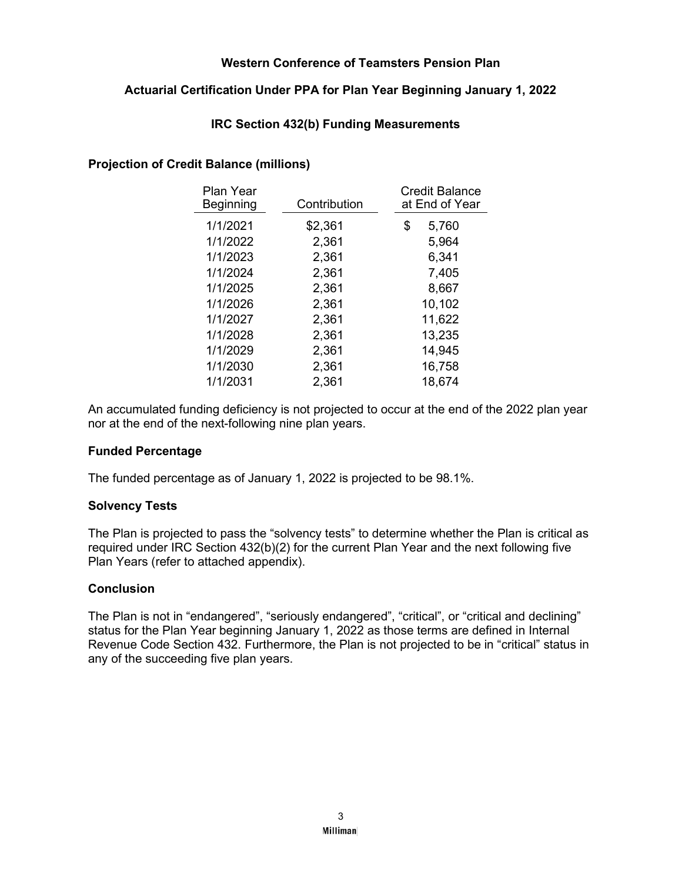**Western Conference of Teamsters Pension Plan**

**Actuarial Certification Under PPA for Plan Year Beginning January 1, 2022**

**IRC Section 432(b) Funding Measurements**

### Projection of Credit Balance (millions)

| Plan Year Beginning | Contribution | Credit Balance at End of Year |
|---|---|---|
| 1/1/2021 | $2,361 | $ 5,760 |
| 1/1/2022 | 2,361 | 5,964 |
| 1/1/2023 | 2,361 | 6,341 |
| 1/1/2024 | 2,361 | 7,405 |
| 1/1/2025 | 2,361 | 8,667 |
| 1/1/2026 | 2,361 | 10,102 |
| 1/1/2027 | 2,361 | 11,622 |
| 1/1/2028 | 2,361 | 13,235 |
| 1/1/2029 | 2,361 | 14,945 |
| 1/1/2030 | 2,361 | 16,758 |
| 1/1/2031 | 2,361 | 18,674 |

An accumulated funding deficiency is not projected to occur at the end of the 2022 plan year nor at the end of the next-following nine plan years.

### Funded Percentage

The funded percentage as of January 1, 2022 is projected to be 98.1%.

### Solvency Tests

The Plan is projected to pass the "solvency tests" to determine whether the Plan is critical as required under IRC Section 432(b)(2) for the current Plan Year and the next following five Plan Years (refer to attached appendix).

### Conclusion

The Plan is not in "endangered", "seriously endangered", "critical", or "critical and declining" status for the Plan Year beginning January 1, 2022 as those terms are defined in Internal Revenue Code Section 432. Furthermore, the Plan is not projected to be in "critical" status in any of the succeeding five plan years.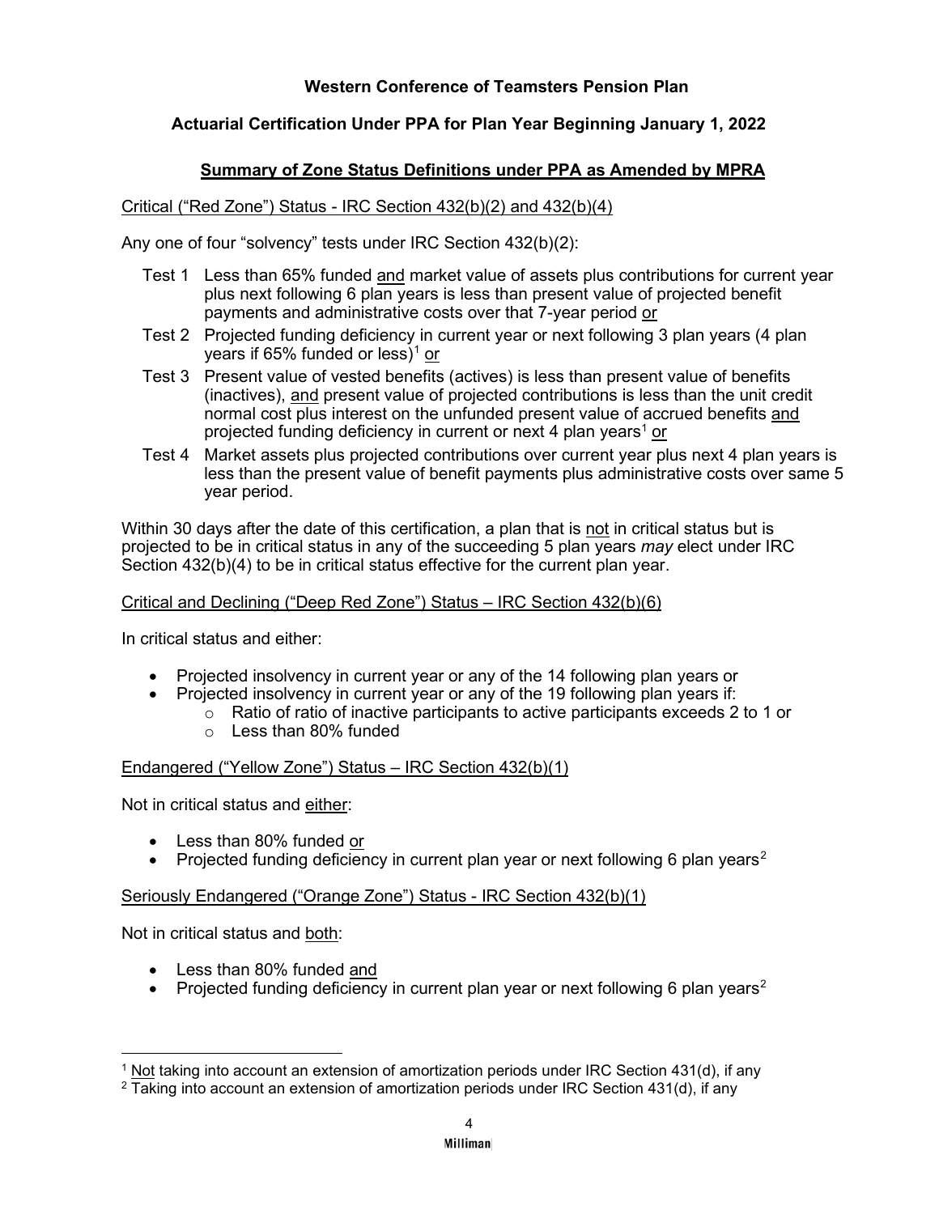**Western Conference of Teamsters Pension Plan**

**Actuarial Certification Under PPA for Plan Year Beginning January 1, 2022**

## Summary of Zone Status Definitions under PPA as Amended by MPRA

Critical ("Red Zone") Status - IRC Section 432(b)(2) and 432(b)(4)

Any one of four "solvency" tests under IRC Section 432(b)(2):

- Test 1 Less than 65% funded and market value of assets plus contributions for current year plus next following 6 plan years is less than present value of projected benefit payments and administrative costs over that 7-year period or
- Test 2 Projected funding deficiency in current year or next following 3 plan years (4 plan years if 65% funded or less)[1] or
- Test 3 Present value of vested benefits (actives) is less than present value of benefits (inactives), and present value of projected contributions is less than the unit credit normal cost plus interest on the unfunded present value of accrued benefits and projected funding deficiency in current or next 4 plan years[1] or
- Test 4 Market assets plus projected contributions over current year plus next 4 plan years is less than the present value of benefit payments plus administrative costs over same 5 year period.

Within 30 days after the date of this certification, a plan that is not in critical status but is projected to be in critical status in any of the succeeding 5 plan years *may* elect under IRC Section 432(b)(4) to be in critical status effective for the current plan year.

Critical and Declining ("Deep Red Zone") Status – IRC Section 432(b)(6)

In critical status and either:

- Projected insolvency in current year or any of the 14 following plan years or
- Projected insolvency in current year or any of the 19 following plan years if:
  - Ratio of ratio of inactive participants to active participants exceeds 2 to 1 or
  - Less than 80% funded

Endangered ("Yellow Zone") Status – IRC Section 432(b)(1)

Not in critical status and either:

- Less than 80% funded or
- Projected funding deficiency in current plan year or next following 6 plan years[2]

Seriously Endangered ("Orange Zone") Status - IRC Section 432(b)(1)

Not in critical status and both:

- Less than 80% funded and
- Projected funding deficiency in current plan year or next following 6 plan years[2]

[1] Not taking into account an extension of amortization periods under IRC Section 431(d), if any

[2] Taking into account an extension of amortization periods under IRC Section 431(d), if any